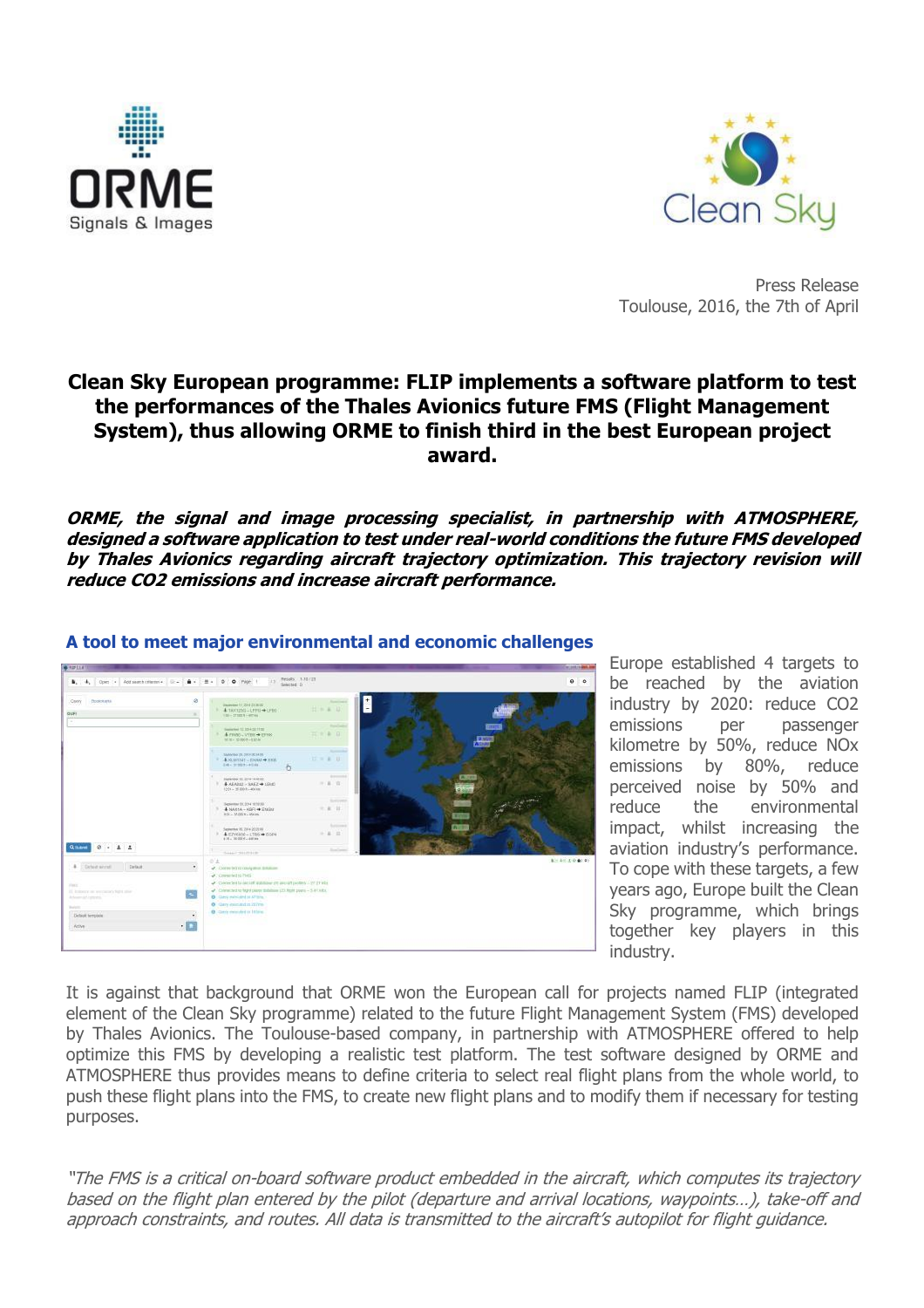Press Release
Toulouse, 2016, the 7th of April

# Clean Sky European programme: FLIP implements a software platform to test the performances of the Thales Avionics future FMS (Flight Management System), thus allowing ORME to finish third in the best European project award.

***ORME, the signal and image processing specialist, in partnership with ATMOSPHERE, designed a software application to test under real-world conditions the future FMS developed by Thales Avionics regarding aircraft trajectory optimization. This trajectory revision will reduce CO2 emissions and increase aircraft performance.***

## A tool to meet major environmental and economic challenges

Europe established 4 targets to be reached by the aviation industry by 2020: reduce CO2 emissions per passenger kilometre by 50%, reduce NOx emissions by 80%, reduce perceived noise by 50% and reduce the environmental impact, whilst increasing the aviation industry's performance. To cope with these targets, a few years ago, Europe built the Clean Sky programme, which brings together key players in this industry.

It is against that background that ORME won the European call for projects named FLIP (integrated element of the Clean Sky programme) related to the future Flight Management System (FMS) developed by Thales Avionics. The Toulouse-based company, in partnership with ATMOSPHERE offered to help optimize this FMS by developing a realistic test platform. The test software designed by ORME and ATMOSPHERE thus provides means to define criteria to select real flight plans from the whole world, to push these flight plans into the FMS, to create new flight plans and to modify them if necessary for testing purposes.

*"The FMS is a critical on-board software product embedded in the aircraft, which computes its trajectory based on the flight plan entered by the pilot (departure and arrival locations, waypoints…), take-off and approach constraints, and routes. All data is transmitted to the aircraft's autopilot for flight guidance.*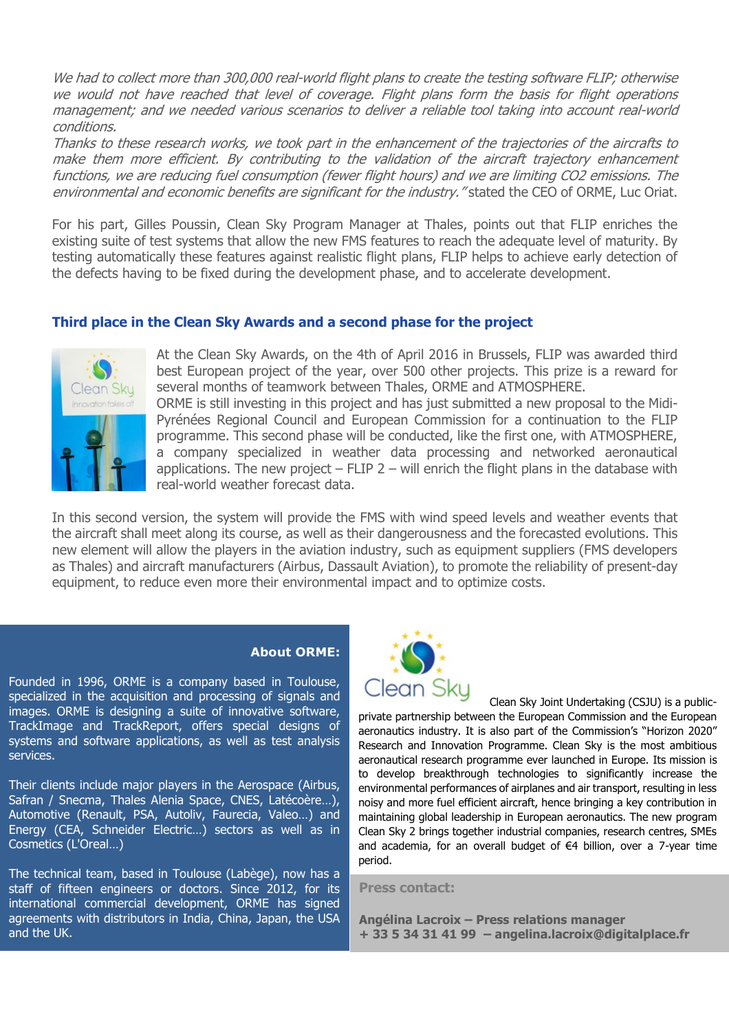*We had to collect more than 300,000 real-world flight plans to create the testing software FLIP; otherwise we would not have reached that level of coverage. Flight plans form the basis for flight operations management; and we needed various scenarios to deliver a reliable tool taking into account real-world conditions.*
*Thanks to these research works, we took part in the enhancement of the trajectories of the aircrafts to make them more efficient. By contributing to the validation of the aircraft trajectory enhancement functions, we are reducing fuel consumption (fewer flight hours) and we are limiting CO2 emissions. The environmental and economic benefits are significant for the industry."* stated the CEO of ORME, Luc Oriat.

For his part, Gilles Poussin, Clean Sky Program Manager at Thales, points out that FLIP enriches the existing suite of test systems that allow the new FMS features to reach the adequate level of maturity. By testing automatically these features against realistic flight plans, FLIP helps to achieve early detection of the defects having to be fixed during the development phase, and to accelerate development.

## Third place in the Clean Sky Awards and a second phase for the project

At the Clean Sky Awards, on the 4th of April 2016 in Brussels, FLIP was awarded third best European project of the year, over 500 other projects. This prize is a reward for several months of teamwork between Thales, ORME and ATMOSPHERE.
ORME is still investing in this project and has just submitted a new proposal to the Midi-Pyrénées Regional Council and European Commission for a continuation to the FLIP programme. This second phase will be conducted, like the first one, with ATMOSPHERE, a company specialized in weather data processing and networked aeronautical applications. The new project – FLIP 2 – will enrich the flight plans in the database with real-world weather forecast data.

In this second version, the system will provide the FMS with wind speed levels and weather events that the aircraft shall meet along its course, as well as their dangerousness and the forecasted evolutions. This new element will allow the players in the aviation industry, such as equipment suppliers (FMS developers as Thales) and aircraft manufacturers (Airbus, Dassault Aviation), to promote the reliability of present-day equipment, to reduce even more their environmental impact and to optimize costs.

### About ORME:

Founded in 1996, ORME is a company based in Toulouse, specialized in the acquisition and processing of signals and images. ORME is designing a suite of innovative software, TrackImage and TrackReport, offers special designs of systems and software applications, as well as test analysis services.

Their clients include major players in the Aerospace (Airbus, Safran / Snecma, Thales Alenia Space, CNES, Latécoère…), Automotive (Renault, PSA, Autoliv, Faurecia, Valeo…) and Energy (CEA, Schneider Electric…) sectors as well as in Cosmetics (L'Oreal…)

The technical team, based in Toulouse (Labège), now has a staff of fifteen engineers or doctors. Since 2012, for its international commercial development, ORME has signed agreements with distributors in India, China, Japan, the USA and the UK.

Clean Sky Joint Undertaking (CSJU) is a public-private partnership between the European Commission and the European aeronautics industry. It is also part of the Commission's "Horizon 2020" Research and Innovation Programme. Clean Sky is the most ambitious aeronautical research programme ever launched in Europe. Its mission is to develop breakthrough technologies to significantly increase the environmental performances of airplanes and air transport, resulting in less noisy and more fuel efficient aircraft, hence bringing a key contribution in maintaining global leadership in European aeronautics. The new program Clean Sky 2 brings together industrial companies, research centres, SMEs and academia, for an overall budget of €4 billion, over a 7-year time period.

**Press contact:**

**Angélina Lacroix – Press relations manager**
**+ 33 5 34 31 41 99 – angelina.lacroix@digitalplace.fr**